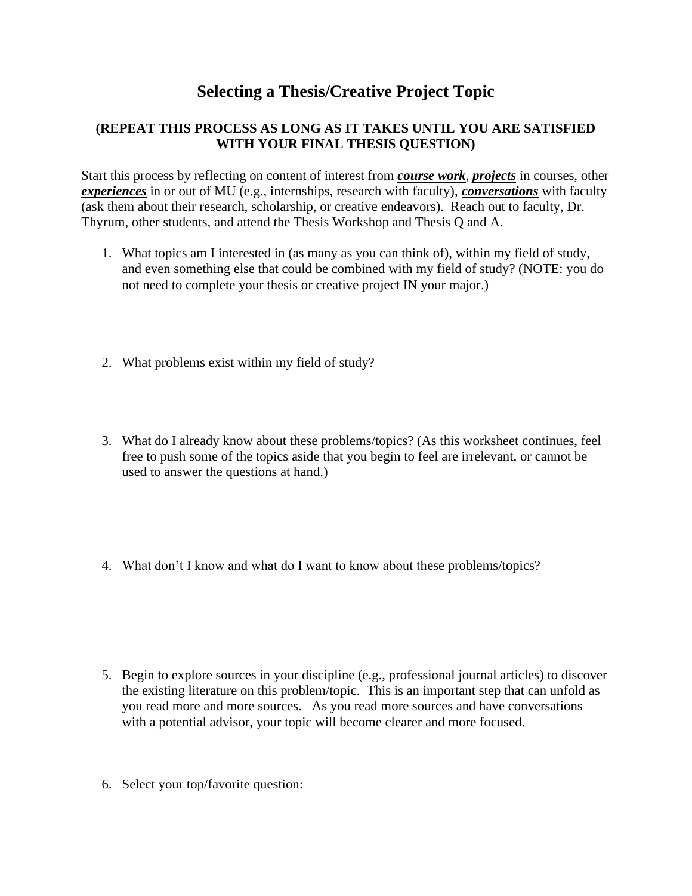# Selecting a Thesis/Creative Project Topic

### (REPEAT THIS PROCESS AS LONG AS IT TAKES UNTIL YOU ARE SATISFIED WITH YOUR FINAL THESIS QUESTION)

Start this process by reflecting on content of interest from ***course work***, ***projects*** in courses, other ***experiences*** in or out of MU (e.g., internships, research with faculty), ***conversations*** with faculty (ask them about their research, scholarship, or creative endeavors). Reach out to faculty, Dr. Thyrum, other students, and attend the Thesis Workshop and Thesis Q and A.

1. What topics am I interested in (as many as you can think of), within my field of study, and even something else that could be combined with my field of study? (NOTE: you do not need to complete your thesis or creative project IN your major.)

2. What problems exist within my field of study?

3. What do I already know about these problems/topics? (As this worksheet continues, feel free to push some of the topics aside that you begin to feel are irrelevant, or cannot be used to answer the questions at hand.)

4. What don't I know and what do I want to know about these problems/topics?

5. Begin to explore sources in your discipline (e.g., professional journal articles) to discover the existing literature on this problem/topic. This is an important step that can unfold as you read more and more sources. As you read more sources and have conversations with a potential advisor, your topic will become clearer and more focused.

6. Select your top/favorite question: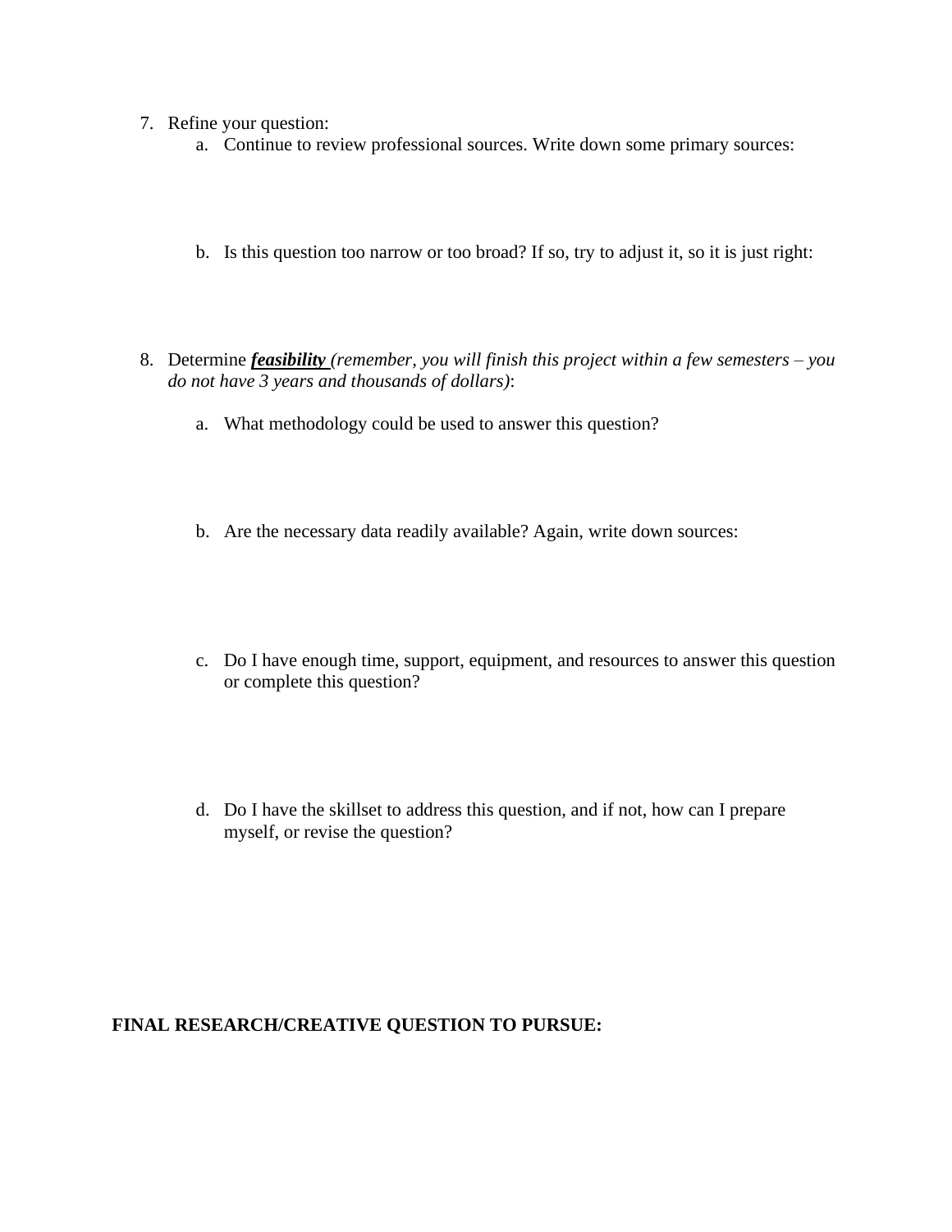7. Refine your question:
    a. Continue to review professional sources. Write down some primary sources:

    b. Is this question too narrow or too broad? If so, try to adjust it, so it is just right:

8. Determine ***feasibility*** *(remember, you will finish this project within a few semesters – you do not have 3 years and thousands of dollars)*:

    a. What methodology could be used to answer this question?

    b. Are the necessary data readily available? Again, write down sources:

    c. Do I have enough time, support, equipment, and resources to answer this question or complete this question?

    d. Do I have the skillset to address this question, and if not, how can I prepare myself, or revise the question?

**FINAL RESEARCH/CREATIVE QUESTION TO PURSUE:**